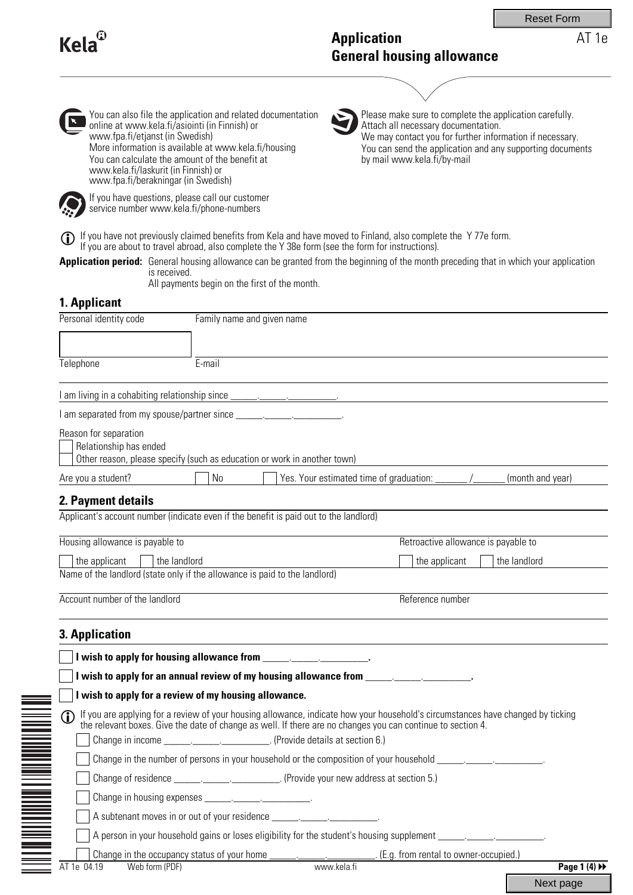Kela

# Application
# General housing allowance

AT 1e

You can also file the application and related documentation online at www.kela.fi/asiointi (in Finnish) or www.fpa.fi/etjanst (in Swedish)
More information is available at www.kela.fi/housing
You can calculate the amount of the benefit at www.kela.fi/laskurit (in Finnish) or www.fpa.fi/berakningar (in Swedish)

If you have questions, please call our customer service number www.kela.fi/phone-numbers

Please make sure to complete the application carefully.
Attach all necessary documentation.
We may contact you for further information if necessary.
You can send the application and any supporting documents by mail www.kela.fi/by-mail

If you have not previously claimed benefits from Kela and have moved to Finland, also complete the Y 77e form.
If you are about to travel abroad, also complete the Y 38e form (see the form for instructions).

**Application period:** General housing allowance can be granted from the beginning of the month preceding that in which your application is received.
All payments begin on the first of the month.

## 1. Applicant

| Personal identity code | Family name and given name |
|---|---|
| | |
| Telephone | E-mail |
| | |

I am living in a cohabiting relationship since ______.______.__________.

I am separated from my spouse/partner since ______.______.__________.

Reason for separation

- [ ] Relationship has ended
- [ ] Other reason, please specify (such as education or work in another town)

Are you a student? [ ] No [ ] Yes. Your estimated time of graduation: ______ /______ (month and year)

## 2. Payment details

Applicant's account number (indicate even if the benefit is paid out to the landlord)

| Housing allowance is payable to | Retroactive allowance is payable to |
|---|---|
| [ ] the applicant [ ] the landlord | [ ] the applicant [ ] the landlord |

Name of the landlord (state only if the allowance is paid to the landlord)

| Account number of the landlord | Reference number |
|---|---|
| | |

## 3. Application

- [ ] **I wish to apply for housing allowance from ______.______.__________.**
- [ ] **I wish to apply for an annual review of my housing allowance from ______.______.__________.**
- [ ] **I wish to apply for a review of my housing allowance.**

If you are applying for a review of your housing allowance, indicate how your household's circumstances have changed by ticking the relevant boxes. Give the date of change as well. If there are no changes you can continue to section 4.

- [ ] Change in income ______.______.__________. (Provide details at section 6.)
- [ ] Change in the number of persons in your household or the composition of your household ______.______.__________.
- [ ] Change of residence ______.______.__________. (Provide your new address at section 5.)
- [ ] Change in housing expenses ______.______.__________.
- [ ] A subtenant moves in or out of your residence ______.______.__________.
- [ ] A person in your household gains or loses eligibility for the student's housing supplement ______.______.__________.
- [ ] Change in the occupancy status of your home ______.______.__________. (E.g. from rental to owner-occupied.)

AT 1e 04.19 Web form (PDF) www.kela.fi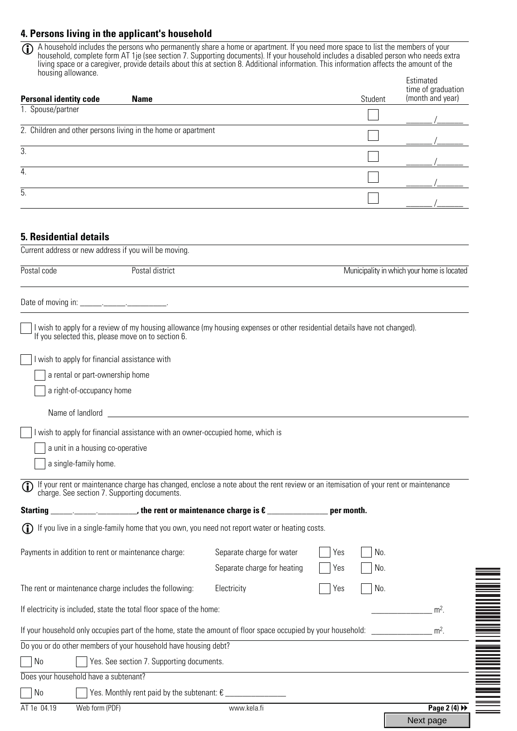## 4. Persons living in the applicant's household

ⓘ A household includes the persons who permanently share a home or apartment. If you need more space to list the members of your household, complete form AT 1je (see section 7. Supporting documents). If your household includes a disabled person who needs extra living space or a caregiver, provide details about this at section 8. Additional information. This information affects the amount of the housing allowance.

| Personal identity code | Name | Student | Estimated time of graduation (month and year) |
|---|---|---|---|
| 1. Spouse/partner | | ☐ | ______ /______ |
| 2. Children and other persons living in the home or apartment | | ☐ | ______ /______ |
| 3. | | ☐ | ______ /______ |
| 4. | | ☐ | ______ /______ |
| 5. | | ☐ | ______ /______ |

## 5. Residential details

Current address or new address if you will be moving.

| Postal code | Postal district | Municipality in which your home is located |
|---|---|---|
| | | |

Date of moving in: ______.______.__________.

☐ I wish to apply for a review of my housing allowance (my housing expenses or other residential details have not changed). If you selected this, please move on to section 6.

☐ I wish to apply for financial assistance with

- ☐ a rental or part-ownership home
- ☐ a right-of-occupancy home

Name of landlord ____________________________________________

☐ I wish to apply for financial assistance with an owner-occupied home, which is

- ☐ a unit in a housing co-operative
- ☐ a single-family home.

ⓘ If your rent or maintenance charge has changed, enclose a note about the rent review or an itemisation of your rent or maintenance charge. See section 7. Supporting documents.

**Starting ______.______.__________, the rent or maintenance charge is € _______________ per month.**

ⓘ If you live in a single-family home that you own, you need not report water or heating costs.

Payments in addition to rent or maintenance charge:

- Separate charge for water ☐ Yes ☐ No.
- Separate charge for heating ☐ Yes ☐ No.

The rent or maintenance charge includes the following:

- Electricity ☐ Yes ☐ No.

If electricity is included, state the total floor space of the home: _______________ m².

If your household only occupies part of the home, state the amount of floor space occupied by your household: _______________ m².

Do you or do other members of your household have housing debt?

☐ No ☐ Yes. See section 7. Supporting documents.

Does your household have a subtenant?

☐ No ☐ Yes. Monthly rent paid by the subtenant: € _______________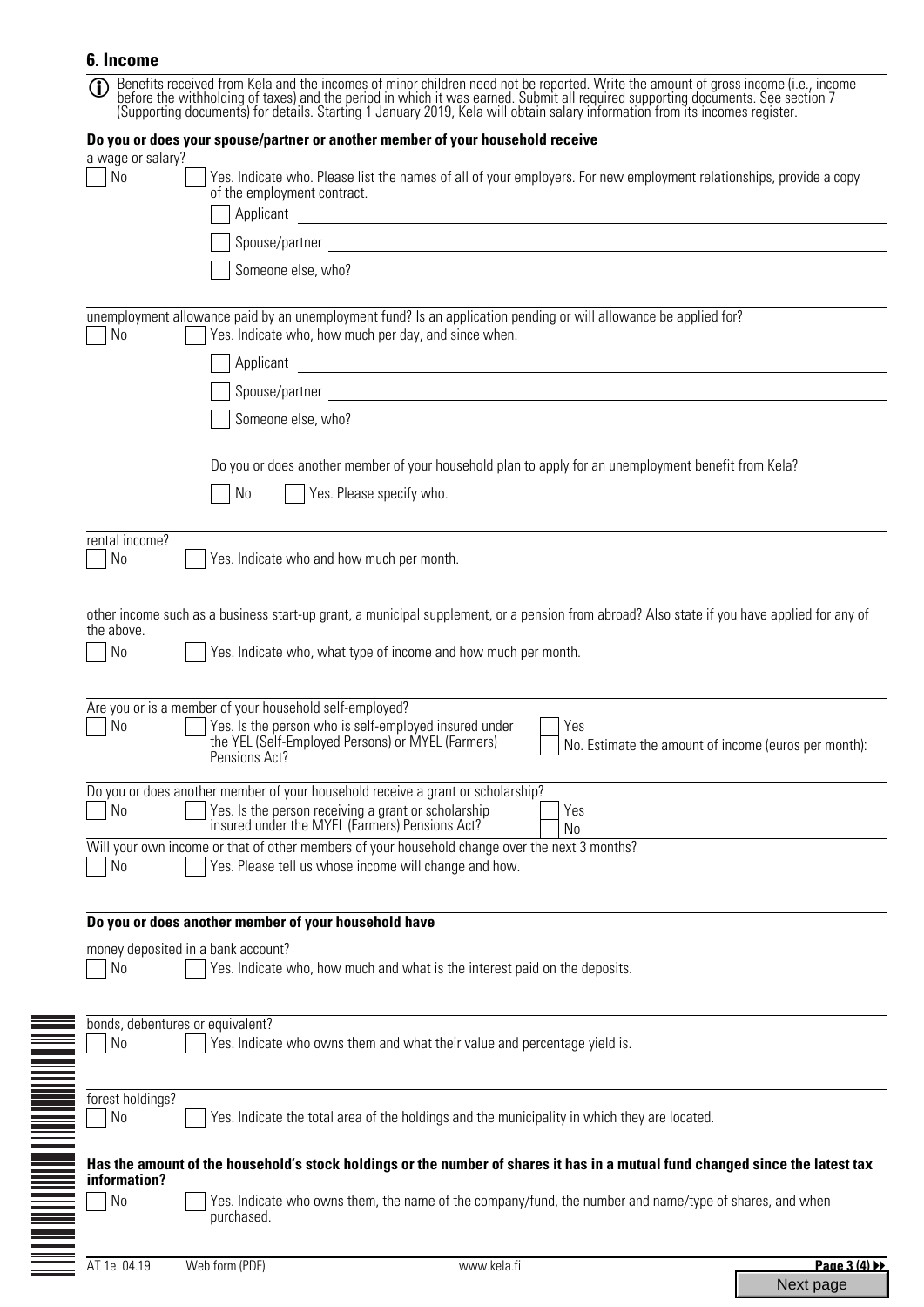## 6. Income

ⓘ Benefits received from Kela and the incomes of minor children need not be reported. Write the amount of gross income (i.e., income before the withholding of taxes) and the period in which it was earned. Submit all required supporting documents. See section 7 (Supporting documents) for details. Starting 1 January 2019, Kela will obtain salary information from its incomes register.

**Do you or does your spouse/partner or another member of your household receive**

a wage or salary?

- [ ] No
- [ ] Yes. Indicate who. Please list the names of all of your employers. For new employment relationships, provide a copy of the employment contract.
  - [ ] Applicant
  - [ ] Spouse/partner
  - [ ] Someone else, who?

unemployment allowance paid by an unemployment fund? Is an application pending or will allowance be applied for?

- [ ] No
- [ ] Yes. Indicate who, how much per day, and since when.
  - [ ] Applicant
  - [ ] Spouse/partner
  - [ ] Someone else, who?

Do you or does another member of your household plan to apply for an unemployment benefit from Kela?

- [ ] No
- [ ] Yes. Please specify who.

rental income?

- [ ] No
- [ ] Yes. Indicate who and how much per month.

other income such as a business start-up grant, a municipal supplement, or a pension from abroad? Also state if you have applied for any of the above.

- [ ] No
- [ ] Yes. Indicate who, what type of income and how much per month.

Are you or is a member of your household self-employed?

- [ ] No
- [ ] Yes. Is the person who is self-employed insured under the YEL (Self-Employed Persons) or MYEL (Farmers) Pensions Act?
  - [ ] Yes
  - [ ] No. Estimate the amount of income (euros per month):

Do you or does another member of your household receive a grant or scholarship?

- [ ] No
- [ ] Yes. Is the person receiving a grant or scholarship insured under the MYEL (Farmers) Pensions Act?
  - [ ] Yes
  - [ ] No

Will your own income or that of other members of your household change over the next 3 months?

- [ ] No
- [ ] Yes. Please tell us whose income will change and how.

**Do you or does another member of your household have**

money deposited in a bank account?

- [ ] No
- [ ] Yes. Indicate who, how much and what is the interest paid on the deposits.

bonds, debentures or equivalent?

- [ ] No
- [ ] Yes. Indicate who owns them and what their value and percentage yield is.

forest holdings?

- [ ] No
- [ ] Yes. Indicate the total area of the holdings and the municipality in which they are located.

**Has the amount of the household's stock holdings or the number of shares it has in a mutual fund changed since the latest tax information?**

- [ ] No
- [ ] Yes. Indicate who owns them, the name of the company/fund, the number and name/type of shares, and when purchased.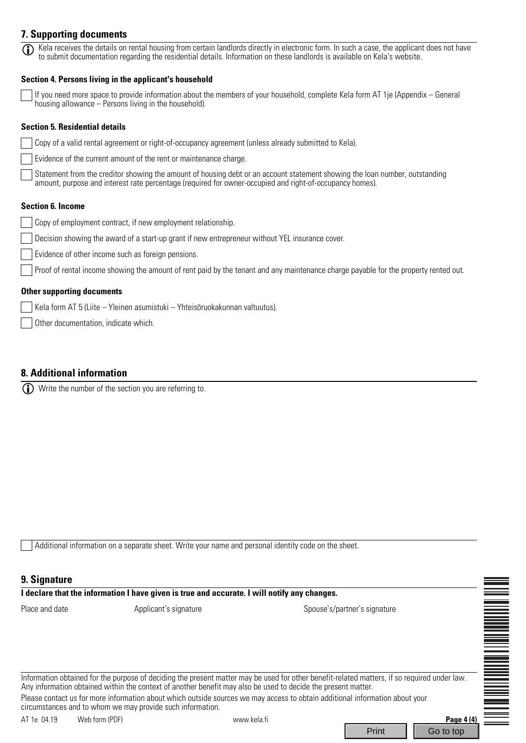## 7. Supporting documents

ⓘ Kela receives the details on rental housing from certain landlords directly in electronic form. In such a case, the applicant does not have to submit documentation regarding the residential details. Information on these landlords is available on Kela's website.

**Section 4. Persons living in the applicant's household**

☐ If you need more space to provide information about the members of your household, complete Kela form AT 1je (Appendix – General housing allowance – Persons living in the household).

**Section 5. Residential details**

☐ Copy of a valid rental agreement or right-of-occupancy agreement (unless already submitted to Kela).

☐ Evidence of the current amount of the rent or maintenance charge.

☐ Statement from the creditor showing the amount of housing debt or an account statement showing the loan number, outstanding amount, purpose and interest rate percentage (required for owner-occupied and right-of-occupancy homes).

**Section 6. Income**

☐ Copy of employment contract, if new employment relationship.

☐ Decision showing the award of a start-up grant if new entrepreneur without YEL insurance cover.

☐ Evidence of other income such as foreign pensions.

☐ Proof of rental income showing the amount of rent paid by the tenant and any maintenance charge payable for the property rented out.

**Other supporting documents**

☐ Kela form AT 5 (Liite – Yleinen asumistuki – Yhteisöruokakunnan valtuutus).

☐ Other documentation, indicate which.

## 8. Additional information

ⓘ Write the number of the section you are referring to.

☐ Additional information on a separate sheet. Write your name and personal identity code on the sheet.

## 9. Signature

**I declare that the information I have given is true and accurate. I will notify any changes.**

| Place and date | Applicant's signature | Spouse's/partner's signature |
|---|---|---|
| | | |

Information obtained for the purpose of deciding the present matter may be used for other benefit-related matters, if so required under law. Any information obtained within the context of another benefit may also be used to decide the present matter.

Please contact us for more information about which outside sources we may access to obtain additional information about your circumstances and to whom we may provide such information.

AT 1e 04.19 Web form (PDF) www.kela.fi